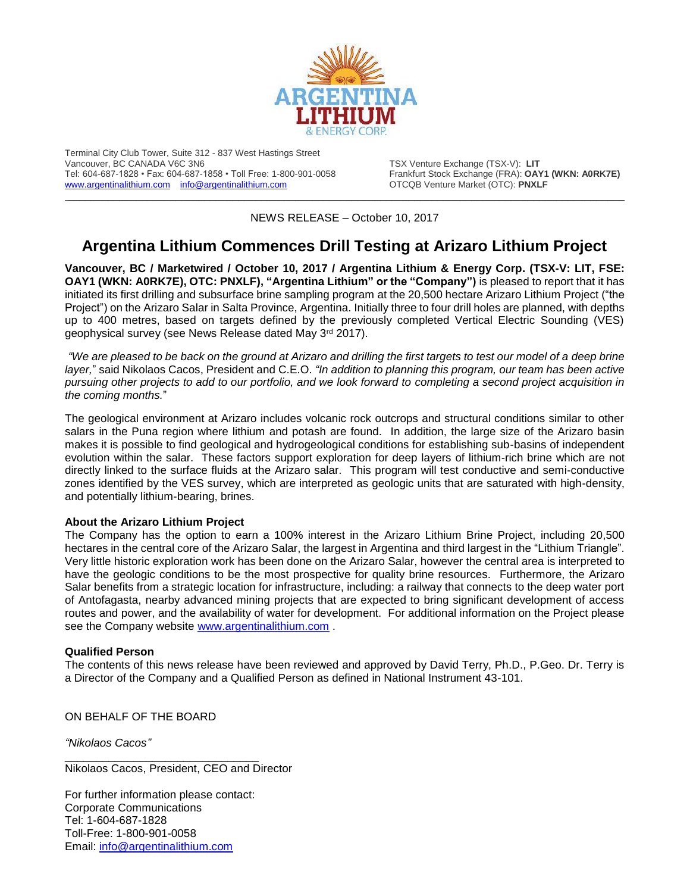ARGENTINA LITHIUM & ENERGY CORP.

Terminal City Club Tower, Suite 312 - 837 West Hastings Street
Vancouver, BC CANADA V6C 3N6
Tel: 604-687-1828 • Fax: 604-687-1858 • Toll Free: 1-800-901-0058
www.argentinalithium.com info@argentinalithium.com

TSX Venture Exchange (TSX-V): **LIT**
Frankfurt Stock Exchange (FRA): **OAY1 (WKN: A0RK7E)**
OTCQB Venture Market (OTC): **PNXLF**

NEWS RELEASE – October 10, 2017

# Argentina Lithium Commences Drill Testing at Arizaro Lithium Project

**Vancouver, BC / Marketwired / October 10, 2017 / Argentina Lithium & Energy Corp. (TSX-V: LIT, FSE: OAY1 (WKN: A0RK7E), OTC: PNXLF), "Argentina Lithium" or the "Company")** is pleased to report that it has initiated its first drilling and subsurface brine sampling program at the 20,500 hectare Arizaro Lithium Project ("the Project") on the Arizaro Salar in Salta Province, Argentina. Initially three to four drill holes are planned, with depths up to 400 metres, based on targets defined by the previously completed Vertical Electric Sounding (VES) geophysical survey (see News Release dated May 3rd 2017).

*"We are pleased to be back on the ground at Arizaro and drilling the first targets to test our model of a deep brine layer,"* said Nikolaos Cacos, President and C.E.O. *"In addition to planning this program, our team has been active pursuing other projects to add to our portfolio, and we look forward to completing a second project acquisition in the coming months."*

The geological environment at Arizaro includes volcanic rock outcrops and structural conditions similar to other salars in the Puna region where lithium and potash are found. In addition, the large size of the Arizaro basin makes it is possible to find geological and hydrogeological conditions for establishing sub-basins of independent evolution within the salar. These factors support exploration for deep layers of lithium-rich brine which are not directly linked to the surface fluids at the Arizaro salar. This program will test conductive and semi-conductive zones identified by the VES survey, which are interpreted as geologic units that are saturated with high-density, and potentially lithium-bearing, brines.

**About the Arizaro Lithium Project**

The Company has the option to earn a 100% interest in the Arizaro Lithium Brine Project, including 20,500 hectares in the central core of the Arizaro Salar, the largest in Argentina and third largest in the "Lithium Triangle". Very little historic exploration work has been done on the Arizaro Salar, however the central area is interpreted to have the geologic conditions to be the most prospective for quality brine resources. Furthermore, the Arizaro Salar benefits from a strategic location for infrastructure, including: a railway that connects to the deep water port of Antofagasta, nearby advanced mining projects that are expected to bring significant development of access routes and power, and the availability of water for development. For additional information on the Project please see the Company website www.argentinalithium.com .

**Qualified Person**

The contents of this news release have been reviewed and approved by David Terry, Ph.D., P.Geo. Dr. Terry is a Director of the Company and a Qualified Person as defined in National Instrument 43-101.

ON BEHALF OF THE BOARD

*"Nikolaos Cacos"*

Nikolaos Cacos, President, CEO and Director

For further information please contact:
Corporate Communications
Tel: 1-604-687-1828
Toll-Free: 1-800-901-0058
Email: info@argentinalithium.com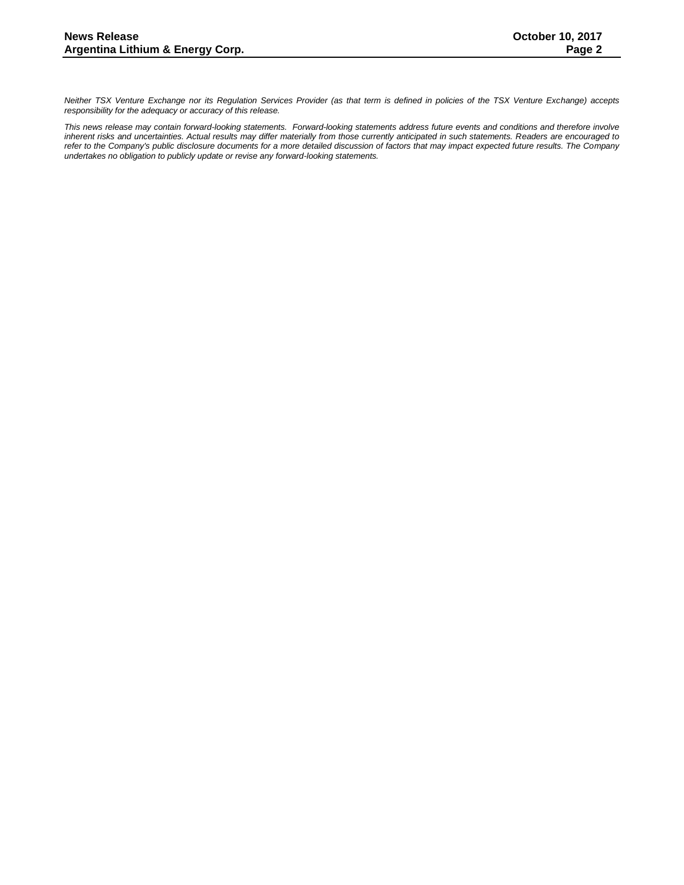*Neither TSX Venture Exchange nor its Regulation Services Provider (as that term is defined in policies of the TSX Venture Exchange) accepts responsibility for the adequacy or accuracy of this release.*

*This news release may contain forward-looking statements. Forward-looking statements address future events and conditions and therefore involve inherent risks and uncertainties. Actual results may differ materially from those currently anticipated in such statements. Readers are encouraged to refer to the Company's public disclosure documents for a more detailed discussion of factors that may impact expected future results. The Company undertakes no obligation to publicly update or revise any forward-looking statements.*